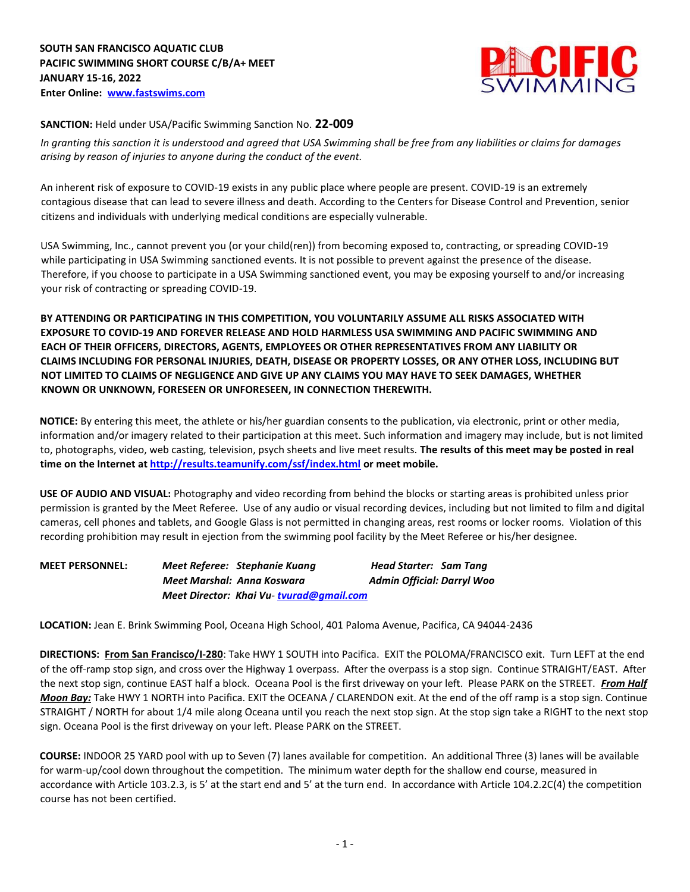**SOUTH SAN FRANCISCO AQUATIC CLUB**
**PACIFIC SWIMMING SHORT COURSE C/B/A+ MEET**
**JANUARY 15-16, 2022**
**Enter Online: [www.fastswims.com](http://www.fastswims.com)**

**SANCTION:** Held under USA/Pacific Swimming Sanction No. **22-009**

*In granting this sanction it is understood and agreed that USA Swimming shall be free from any liabilities or claims for damages arising by reason of injuries to anyone during the conduct of the event.*

An inherent risk of exposure to COVID-19 exists in any public place where people are present. COVID-19 is an extremely contagious disease that can lead to severe illness and death. According to the Centers for Disease Control and Prevention, senior citizens and individuals with underlying medical conditions are especially vulnerable.

USA Swimming, Inc., cannot prevent you (or your child(ren)) from becoming exposed to, contracting, or spreading COVID-19 while participating in USA Swimming sanctioned events. It is not possible to prevent against the presence of the disease. Therefore, if you choose to participate in a USA Swimming sanctioned event, you may be exposing yourself to and/or increasing your risk of contracting or spreading COVID-19.

**BY ATTENDING OR PARTICIPATING IN THIS COMPETITION, YOU VOLUNTARILY ASSUME ALL RISKS ASSOCIATED WITH EXPOSURE TO COVID-19 AND FOREVER RELEASE AND HOLD HARMLESS USA SWIMMING AND PACIFIC SWIMMING AND EACH OF THEIR OFFICERS, DIRECTORS, AGENTS, EMPLOYEES OR OTHER REPRESENTATIVES FROM ANY LIABILITY OR CLAIMS INCLUDING FOR PERSONAL INJURIES, DEATH, DISEASE OR PROPERTY LOSSES, OR ANY OTHER LOSS, INCLUDING BUT NOT LIMITED TO CLAIMS OF NEGLIGENCE AND GIVE UP ANY CLAIMS YOU MAY HAVE TO SEEK DAMAGES, WHETHER KNOWN OR UNKNOWN, FORESEEN OR UNFORESEEN, IN CONNECTION THEREWITH.**

**NOTICE:** By entering this meet, the athlete or his/her guardian consents to the publication, via electronic, print or other media, information and/or imagery related to their participation at this meet. Such information and imagery may include, but is not limited to, photographs, video, web casting, television, psych sheets and live meet results. **The results of this meet may be posted in real time on the Internet at [http://results.teamunify.com/ssf/index.html](http://results.teamunify.com/ssf/index.html) or meet mobile.**

**USE OF AUDIO AND VISUAL:** Photography and video recording from behind the blocks or starting areas is prohibited unless prior permission is granted by the Meet Referee. Use of any audio or visual recording devices, including but not limited to film and digital cameras, cell phones and tablets, and Google Glass is not permitted in changing areas, rest rooms or locker rooms. Violation of this recording prohibition may result in ejection from the swimming pool facility by the Meet Referee or his/her designee.

**MEET PERSONNEL:**
*Meet Referee: Stephanie Kuang* — *Head Starter: Sam Tang*
*Meet Marshal: Anna Koswara* — *Admin Official: Darryl Woo*
*Meet Director: Khai Vu- [tvurad@gmail.com](mailto:tvurad@gmail.com)*

**LOCATION:** Jean E. Brink Swimming Pool, Oceana High School, 401 Paloma Avenue, Pacifica, CA 94044-2436

**DIRECTIONS:** **From San Francisco/I-280**: Take HWY 1 SOUTH into Pacifica. EXIT the POLOMA/FRANCISCO exit. Turn LEFT at the end of the off-ramp stop sign, and cross over the Highway 1 overpass. After the overpass is a stop sign. Continue STRAIGHT/EAST. After the next stop sign, continue EAST half a block. Oceana Pool is the first driveway on your left. Please PARK on the STREET. ***From Half Moon Bay:*** Take HWY 1 NORTH into Pacifica. EXIT the OCEANA / CLARENDON exit. At the end of the off ramp is a stop sign. Continue STRAIGHT / NORTH for about 1/4 mile along Oceana until you reach the next stop sign. At the stop sign take a RIGHT to the next stop sign. Oceana Pool is the first driveway on your left. Please PARK on the STREET.

**COURSE:** INDOOR 25 YARD pool with up to Seven (7) lanes available for competition. An additional Three (3) lanes will be available for warm-up/cool down throughout the competition. The minimum water depth for the shallow end course, measured in accordance with Article 103.2.3, is 5' at the start end and 5' at the turn end. In accordance with Article 104.2.2C(4) the competition course has not been certified.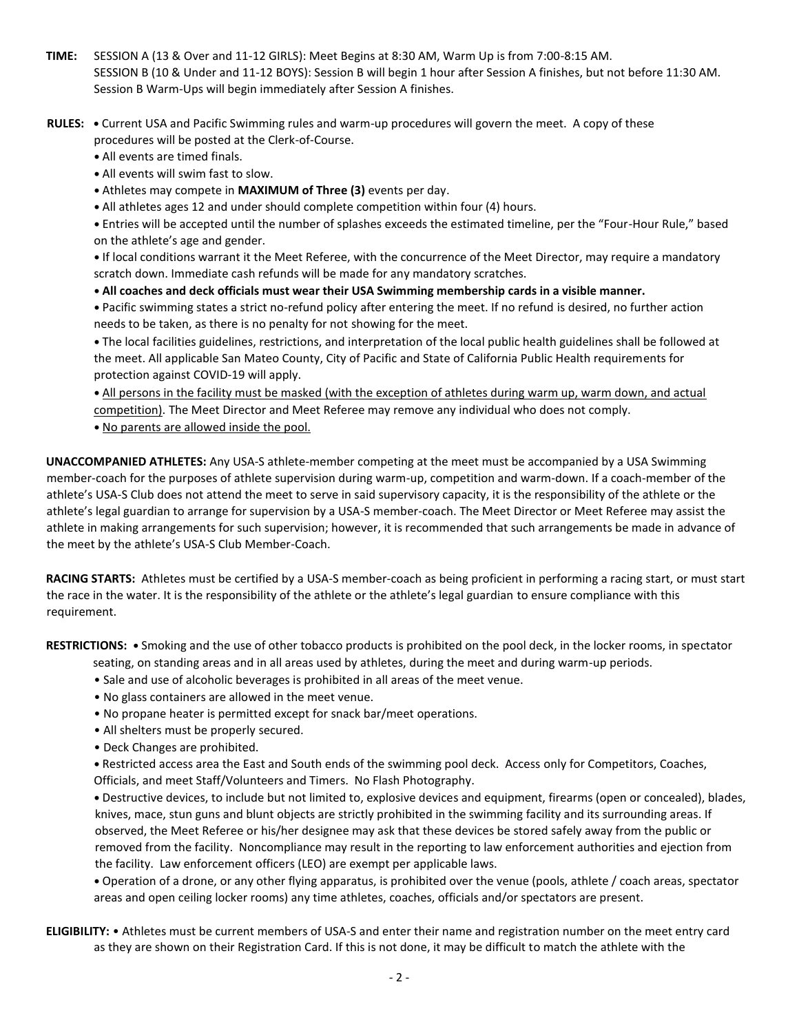**TIME:** SESSION A (13 & Over and 11-12 GIRLS): Meet Begins at 8:30 AM, Warm Up is from 7:00-8:15 AM.
SESSION B (10 & Under and 11-12 BOYS): Session B will begin 1 hour after Session A finishes, but not before 11:30 AM. Session B Warm-Ups will begin immediately after Session A finishes.

**RULES:**

- Current USA and Pacific Swimming rules and warm-up procedures will govern the meet. A copy of these procedures will be posted at the Clerk-of-Course.
- All events are timed finals.
- All events will swim fast to slow.
- Athletes may compete in **MAXIMUM of Three (3)** events per day.
- All athletes ages 12 and under should complete competition within four (4) hours.
- Entries will be accepted until the number of splashes exceeds the estimated timeline, per the "Four-Hour Rule," based on the athlete's age and gender.
- If local conditions warrant it the Meet Referee, with the concurrence of the Meet Director, may require a mandatory scratch down. Immediate cash refunds will be made for any mandatory scratches.
- **All coaches and deck officials must wear their USA Swimming membership cards in a visible manner.**
- Pacific swimming states a strict no-refund policy after entering the meet. If no refund is desired, no further action needs to be taken, as there is no penalty for not showing for the meet.
- The local facilities guidelines, restrictions, and interpretation of the local public health guidelines shall be followed at the meet. All applicable San Mateo County, City of Pacific and State of California Public Health requirements for protection against COVID-19 will apply.
- <u>All persons in the facility must be masked (with the exception of athletes during warm up, warm down, and actual competition)</u>. The Meet Director and Meet Referee may remove any individual who does not comply.
- <u>No parents are allowed inside the pool.</u>

**UNACCOMPANIED ATHLETES:** Any USA-S athlete-member competing at the meet must be accompanied by a USA Swimming member-coach for the purposes of athlete supervision during warm-up, competition and warm-down. If a coach-member of the athlete's USA-S Club does not attend the meet to serve in said supervisory capacity, it is the responsibility of the athlete or the athlete's legal guardian to arrange for supervision by a USA-S member-coach. The Meet Director or Meet Referee may assist the athlete in making arrangements for such supervision; however, it is recommended that such arrangements be made in advance of the meet by the athlete's USA-S Club Member-Coach.

**RACING STARTS:** Athletes must be certified by a USA-S member-coach as being proficient in performing a racing start, or must start the race in the water. It is the responsibility of the athlete or the athlete's legal guardian to ensure compliance with this requirement.

**RESTRICTIONS:**

- Smoking and the use of other tobacco products is prohibited on the pool deck, in the locker rooms, in spectator seating, on standing areas and in all areas used by athletes, during the meet and during warm-up periods.
- Sale and use of alcoholic beverages is prohibited in all areas of the meet venue.
- No glass containers are allowed in the meet venue.
- No propane heater is permitted except for snack bar/meet operations.
- All shelters must be properly secured.
- Deck Changes are prohibited.
- Restricted access area the East and South ends of the swimming pool deck. Access only for Competitors, Coaches, Officials, and meet Staff/Volunteers and Timers. No Flash Photography.
- Destructive devices, to include but not limited to, explosive devices and equipment, firearms (open or concealed), blades, knives, mace, stun guns and blunt objects are strictly prohibited in the swimming facility and its surrounding areas. If observed, the Meet Referee or his/her designee may ask that these devices be stored safely away from the public or removed from the facility. Noncompliance may result in the reporting to law enforcement authorities and ejection from the facility. Law enforcement officers (LEO) are exempt per applicable laws.
- Operation of a drone, or any other flying apparatus, is prohibited over the venue (pools, athlete / coach areas, spectator areas and open ceiling locker rooms) any time athletes, coaches, officials and/or spectators are present.

**ELIGIBILITY:**

- Athletes must be current members of USA-S and enter their name and registration number on the meet entry card as they are shown on their Registration Card. If this is not done, it may be difficult to match the athlete with the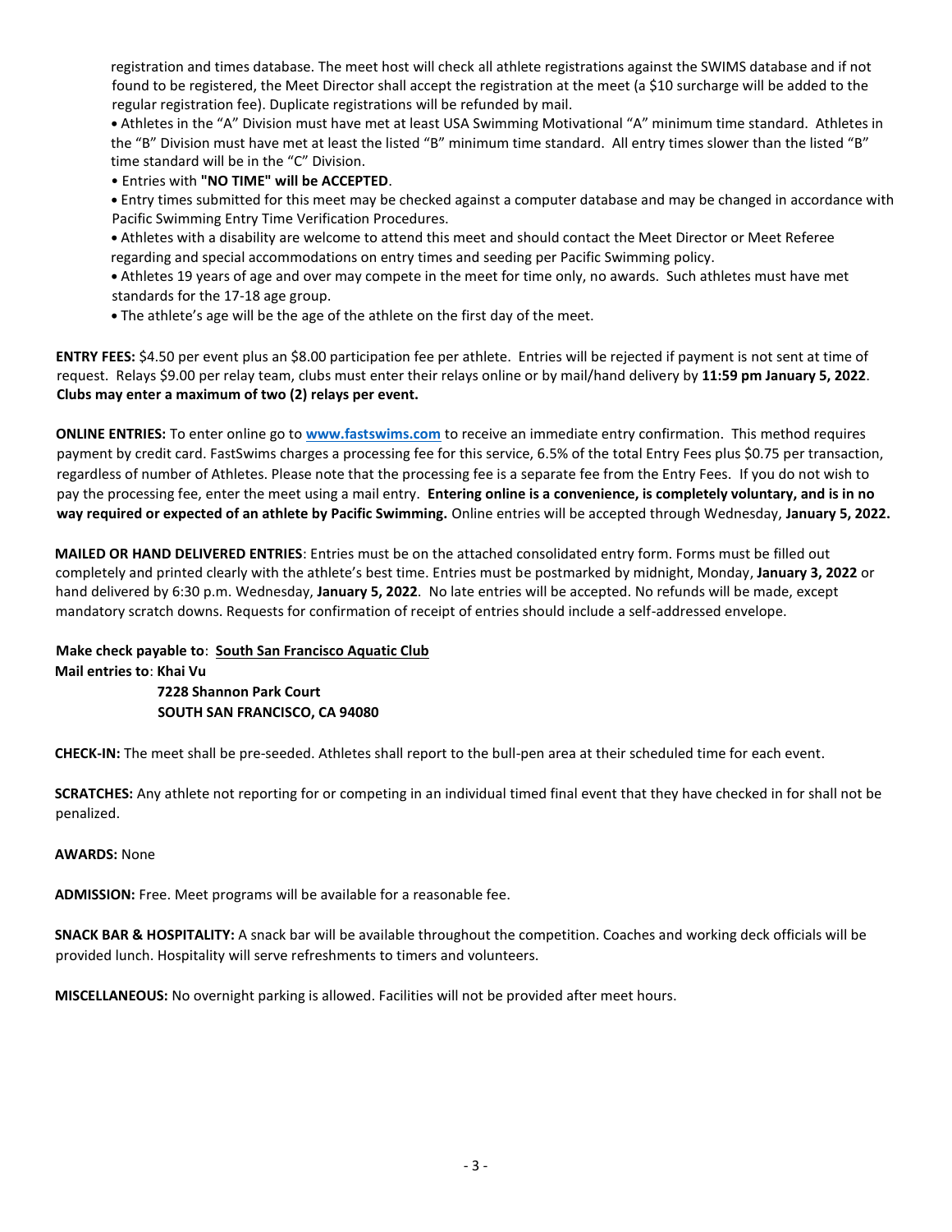registration and times database. The meet host will check all athlete registrations against the SWIMS database and if not found to be registered, the Meet Director shall accept the registration at the meet (a $10 surcharge will be added to the regular registration fee). Duplicate registrations will be refunded by mail.

- Athletes in the "A" Division must have met at least USA Swimming Motivational "A" minimum time standard. Athletes in the "B" Division must have met at least the listed "B" minimum time standard. All entry times slower than the listed "B" time standard will be in the "C" Division.
- Entries with **"NO TIME" will be ACCEPTED**.
- Entry times submitted for this meet may be checked against a computer database and may be changed in accordance with Pacific Swimming Entry Time Verification Procedures.
- Athletes with a disability are welcome to attend this meet and should contact the Meet Director or Meet Referee regarding and special accommodations on entry times and seeding per Pacific Swimming policy.
- Athletes 19 years of age and over may compete in the meet for time only, no awards. Such athletes must have met standards for the 17-18 age group.
- The athlete's age will be the age of the athlete on the first day of the meet.

**ENTRY FEES:** $4.50 per event plus an $8.00 participation fee per athlete. Entries will be rejected if payment is not sent at time of request. Relays $9.00 per relay team, clubs must enter their relays online or by mail/hand delivery by **11:59 pm January 5, 2022**. **Clubs may enter a maximum of two (2) relays per event.**

**ONLINE ENTRIES:** To enter online go to **www.fastswims.com** to receive an immediate entry confirmation. This method requires payment by credit card. FastSwims charges a processing fee for this service, 6.5% of the total Entry Fees plus $0.75 per transaction, regardless of number of Athletes. Please note that the processing fee is a separate fee from the Entry Fees. If you do not wish to pay the processing fee, enter the meet using a mail entry. **Entering online is a convenience, is completely voluntary, and is in no way required or expected of an athlete by Pacific Swimming.** Online entries will be accepted through Wednesday, **January 5, 2022.**

**MAILED OR HAND DELIVERED ENTRIES**: Entries must be on the attached consolidated entry form. Forms must be filled out completely and printed clearly with the athlete's best time. Entries must be postmarked by midnight, Monday, **January 3, 2022** or hand delivered by 6:30 p.m. Wednesday, **January 5, 2022**. No late entries will be accepted. No refunds will be made, except mandatory scratch downs. Requests for confirmation of receipt of entries should include a self-addressed envelope.

**Make check payable to**: **South San Francisco Aquatic Club**
**Mail entries to**: **Khai Vu**
**7228 Shannon Park Court**
**SOUTH SAN FRANCISCO, CA 94080**

**CHECK-IN:** The meet shall be pre-seeded. Athletes shall report to the bull-pen area at their scheduled time for each event.

**SCRATCHES:** Any athlete not reporting for or competing in an individual timed final event that they have checked in for shall not be penalized.

**AWARDS:** None

**ADMISSION:** Free. Meet programs will be available for a reasonable fee.

**SNACK BAR & HOSPITALITY:** A snack bar will be available throughout the competition. Coaches and working deck officials will be provided lunch. Hospitality will serve refreshments to timers and volunteers.

**MISCELLANEOUS:** No overnight parking is allowed. Facilities will not be provided after meet hours.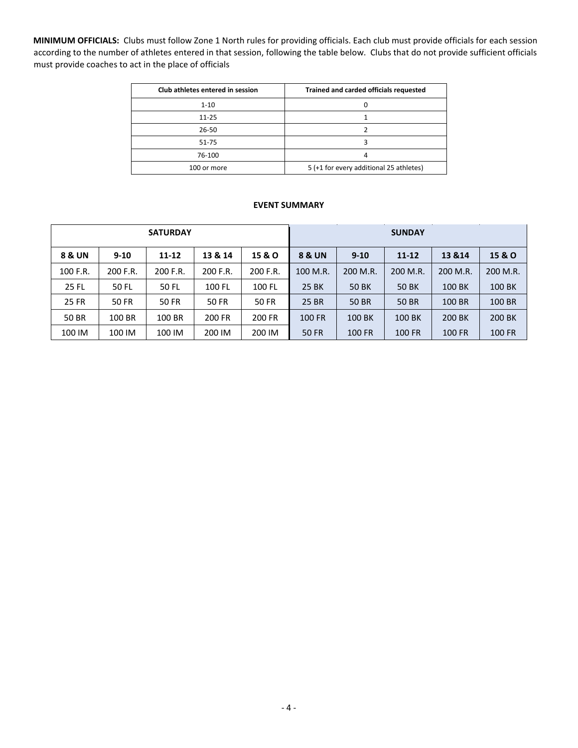**MINIMUM OFFICIALS:** Clubs must follow Zone 1 North rules for providing officials. Each club must provide officials for each session according to the number of athletes entered in that session, following the table below. Clubs that do not provide sufficient officials must provide coaches to act in the place of officials

| Club athletes entered in session | Trained and carded officials requested |
|---|---|
| 1-10 | 0 |
| 11-25 | 1 |
| 26-50 | 2 |
| 51-75 | 3 |
| 76-100 | 4 |
| 100 or more | 5 (+1 for every additional 25 athletes) |

**EVENT SUMMARY**

| SATURDAY | | | | | SUNDAY | | | | |
|---|---|---|---|---|---|---|---|---|---|
| **8 & UN** | **9-10** | **11-12** | **13 & 14** | **15 & O** | **8 & UN** | **9-10** | **11-12** | **13 &14** | **15 & O** |
| 100 F.R. | 200 F.R. | 200 F.R. | 200 F.R. | 200 F.R. | 100 M.R. | 200 M.R. | 200 M.R. | 200 M.R. | 200 M.R. |
| 25 FL | 50 FL | 50 FL | 100 FL | 100 FL | 25 BK | 50 BK | 50 BK | 100 BK | 100 BK |
| 25 FR | 50 FR | 50 FR | 50 FR | 50 FR | 25 BR | 50 BR | 50 BR | 100 BR | 100 BR |
| 50 BR | 100 BR | 100 BR | 200 FR | 200 FR | 100 FR | 100 BK | 100 BK | 200 BK | 200 BK |
| 100 IM | 100 IM | 100 IM | 200 IM | 200 IM | 50 FR | 100 FR | 100 FR | 100 FR | 100 FR |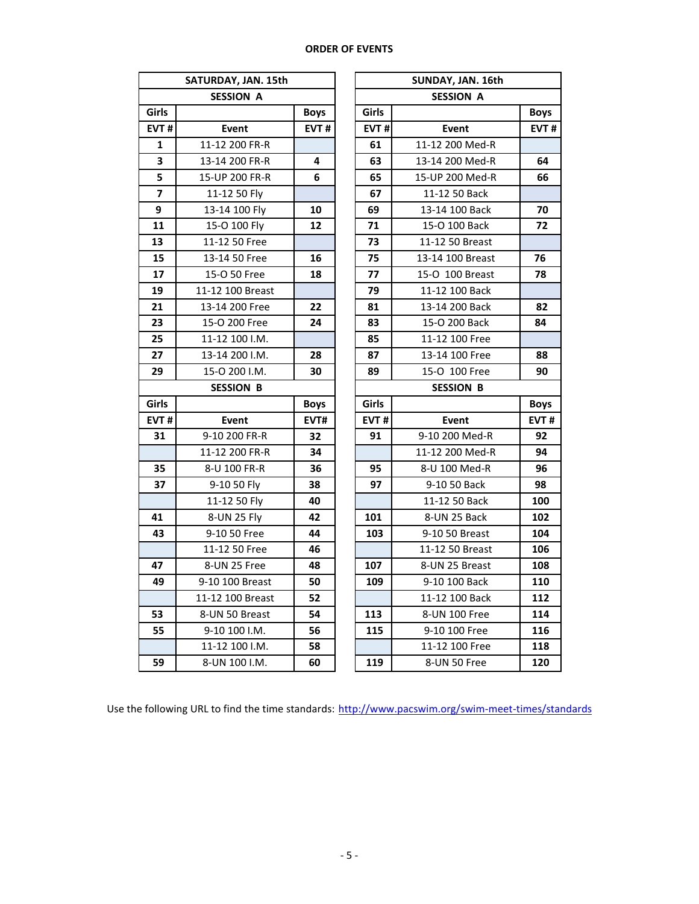## ORDER OF EVENTS

| SATURDAY, JAN. 15th | | |
|---|---|---|
| **SESSION A** | | |
| **Girls** | | **Boys** |
| **EVT #** | **Event** | **EVT #** |
| 1 | 11-12 200 FR-R | |
| 3 | 13-14 200 FR-R | 4 |
| 5 | 15-UP 200 FR-R | 6 |
| 7 | 11-12 50 Fly | |
| 9 | 13-14 100 Fly | 10 |
| 11 | 15-O 100 Fly | 12 |
| 13 | 11-12 50 Free | |
| 15 | 13-14 50 Free | 16 |
| 17 | 15-O 50 Free | 18 |
| 19 | 11-12 100 Breast | |
| 21 | 13-14 200 Free | 22 |
| 23 | 15-O 200 Free | 24 |
| 25 | 11-12 100 I.M. | |
| 27 | 13-14 200 I.M. | 28 |
| 29 | 15-O 200 I.M. | 30 |
| **SESSION B** | | |
| **Girls** | | **Boys** |
| **EVT #** | **Event** | **EVT#** |
| 31 | 9-10 200 FR-R | 32 |
| | 11-12 200 FR-R | 34 |
| 35 | 8-U 100 FR-R | 36 |
| 37 | 9-10 50 Fly | 38 |
| | 11-12 50 Fly | 40 |
| 41 | 8-UN 25 Fly | 42 |
| 43 | 9-10 50 Free | 44 |
| | 11-12 50 Free | 46 |
| 47 | 8-UN 25 Free | 48 |
| 49 | 9-10 100 Breast | 50 |
| | 11-12 100 Breast | 52 |
| 53 | 8-UN 50 Breast | 54 |
| 55 | 9-10 100 I.M. | 56 |
| | 11-12 100 I.M. | 58 |
| 59 | 8-UN 100 I.M. | 60 |

| SUNDAY, JAN. 16th | | |
|---|---|---|
| **SESSION A** | | |
| **Girls** | | **Boys** |
| **EVT #** | **Event** | **EVT #** |
| 61 | 11-12 200 Med-R | |
| 63 | 13-14 200 Med-R | 64 |
| 65 | 15-UP 200 Med-R | 66 |
| 67 | 11-12 50 Back | |
| 69 | 13-14 100 Back | 70 |
| 71 | 15-O 100 Back | 72 |
| 73 | 11-12 50 Breast | |
| 75 | 13-14 100 Breast | 76 |
| 77 | 15-O 100 Breast | 78 |
| 79 | 11-12 100 Back | |
| 81 | 13-14 200 Back | 82 |
| 83 | 15-O 200 Back | 84 |
| 85 | 11-12 100 Free | |
| 87 | 13-14 100 Free | 88 |
| 89 | 15-O 100 Free | 90 |
| **SESSION B** | | |
| **Girls** | | **Boys** |
| **EVT #** | **Event** | **EVT #** |
| 91 | 9-10 200 Med-R | 92 |
| | 11-12 200 Med-R | 94 |
| 95 | 8-U 100 Med-R | 96 |
| 97 | 9-10 50 Back | 98 |
| | 11-12 50 Back | 100 |
| 101 | 8-UN 25 Back | 102 |
| 103 | 9-10 50 Breast | 104 |
| | 11-12 50 Breast | 106 |
| 107 | 8-UN 25 Breast | 108 |
| 109 | 9-10 100 Back | 110 |
| | 11-12 100 Back | 112 |
| 113 | 8-UN 100 Free | 114 |
| 115 | 9-10 100 Free | 116 |
| | 11-12 100 Free | 118 |
| 119 | 8-UN 50 Free | 120 |

Use the following URL to find the time standards: http://www.pacswim.org/swim-meet-times/standards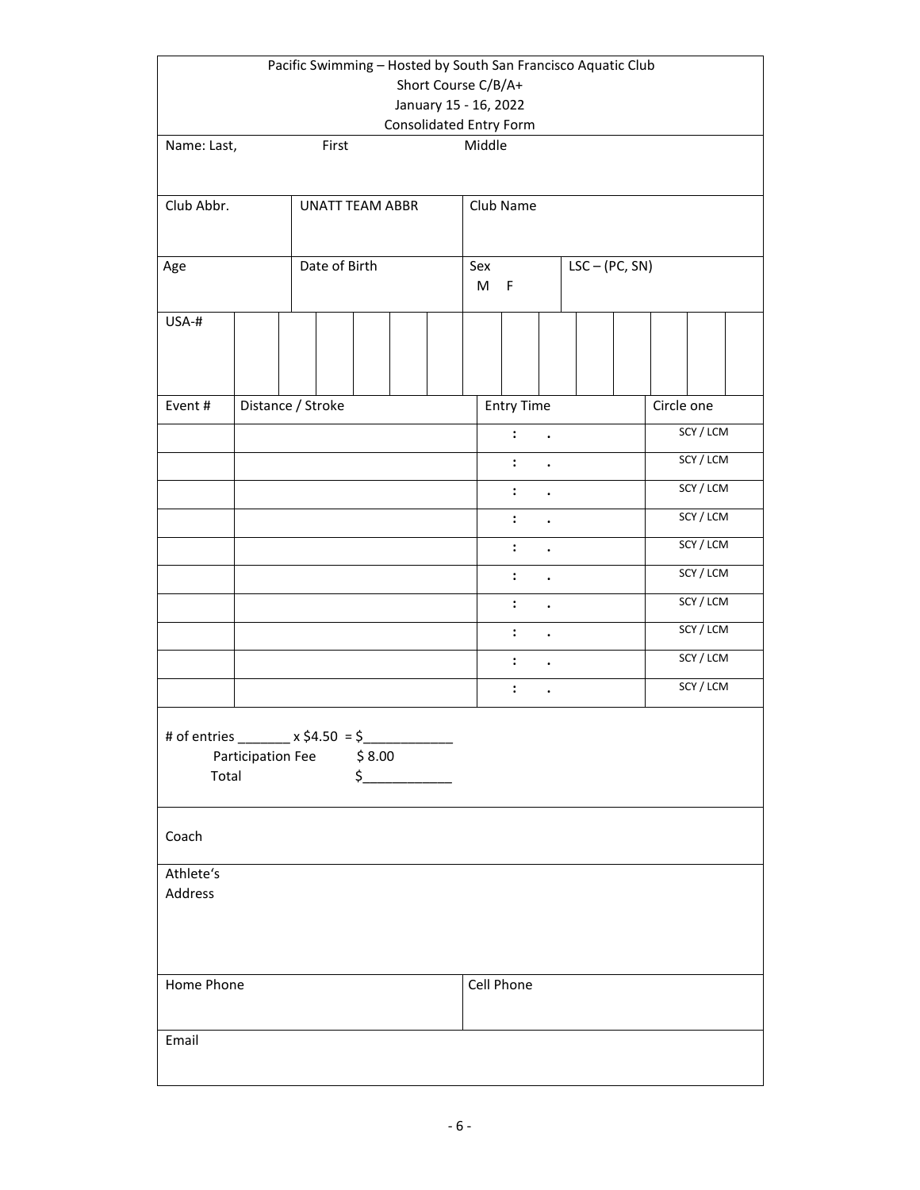Pacific Swimming – Hosted by South San Francisco Aquatic Club
Short Course C/B/A+
January 15 - 16, 2022
Consolidated Entry Form

| Name: Last, | First | Middle | |
|---|---|---|---|
| Club Abbr. | UNATT TEAM ABBR | Club Name | |
| Age | Date of Birth | Sex M F | LSC – (PC, SN) |

| USA-# | | | | | | | | | | | | | | |
|---|---|---|---|---|---|---|---|---|---|---|---|---|---|---|
| | | | | | | | | | | | | | | |

| Event # | Distance / Stroke | Entry Time | Circle one |
|---|---|---|---|
| | | : . | SCY / LCM |
| | | : . | SCY / LCM |
| | | : . | SCY / LCM |
| | | : . | SCY / LCM |
| | | : . | SCY / LCM |
| | | : . | SCY / LCM |
| | | : . | SCY / LCM |
| | | : . | SCY / LCM |
| | | : . | SCY / LCM |
| | | : . | SCY / LCM |

# of entries _______ x $4.50 = $____________

Participation Fee $ 8.00

Total $____________

Coach

Athlete's Address

| Home Phone | Cell Phone |
|---|---|
| | |

Email